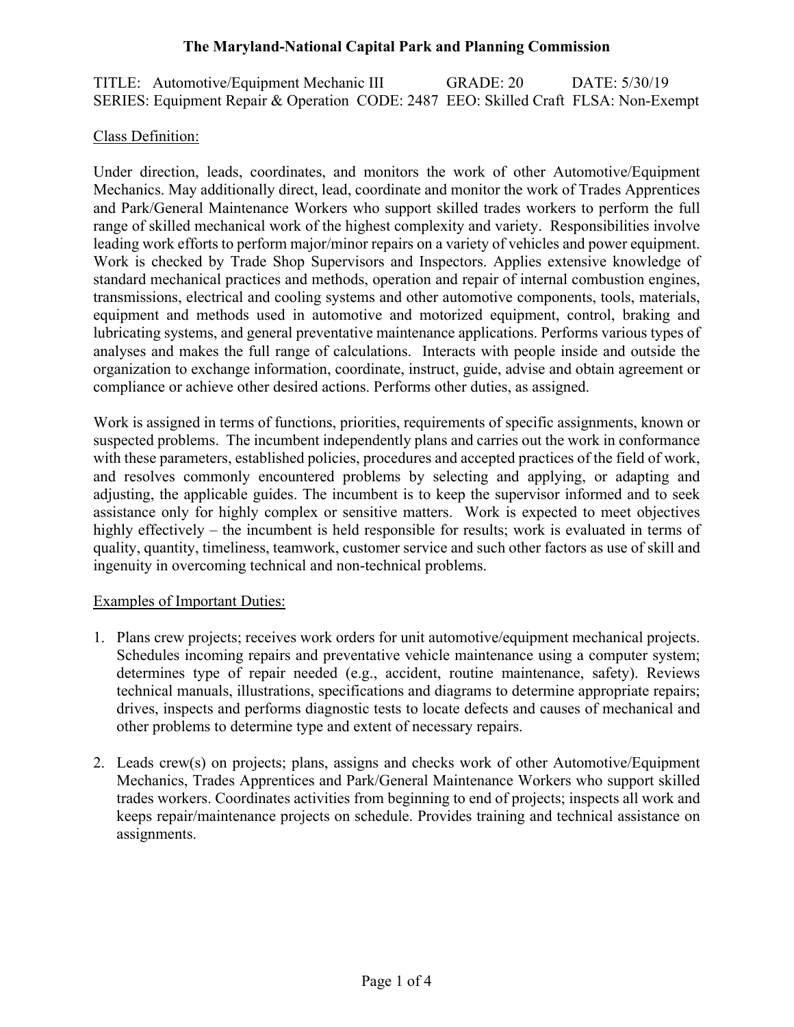# The Maryland-National Capital Park and Planning Commission

TITLE: Automotive/Equipment Mechanic III GRADE: 20 DATE: 5/30/19
SERIES: Equipment Repair & Operation CODE: 2487 EEO: Skilled Craft FLSA: Non-Exempt

## Class Definition:

Under direction, leads, coordinates, and monitors the work of other Automotive/Equipment Mechanics. May additionally direct, lead, coordinate and monitor the work of Trades Apprentices and Park/General Maintenance Workers who support skilled trades workers to perform the full range of skilled mechanical work of the highest complexity and variety. Responsibilities involve leading work efforts to perform major/minor repairs on a variety of vehicles and power equipment. Work is checked by Trade Shop Supervisors and Inspectors. Applies extensive knowledge of standard mechanical practices and methods, operation and repair of internal combustion engines, transmissions, electrical and cooling systems and other automotive components, tools, materials, equipment and methods used in automotive and motorized equipment, control, braking and lubricating systems, and general preventative maintenance applications. Performs various types of analyses and makes the full range of calculations. Interacts with people inside and outside the organization to exchange information, coordinate, instruct, guide, advise and obtain agreement or compliance or achieve other desired actions. Performs other duties, as assigned.

Work is assigned in terms of functions, priorities, requirements of specific assignments, known or suspected problems. The incumbent independently plans and carries out the work in conformance with these parameters, established policies, procedures and accepted practices of the field of work, and resolves commonly encountered problems by selecting and applying, or adapting and adjusting, the applicable guides. The incumbent is to keep the supervisor informed and to seek assistance only for highly complex or sensitive matters. Work is expected to meet objectives highly effectively – the incumbent is held responsible for results; work is evaluated in terms of quality, quantity, timeliness, teamwork, customer service and such other factors as use of skill and ingenuity in overcoming technical and non-technical problems.

## Examples of Important Duties:

1. Plans crew projects; receives work orders for unit automotive/equipment mechanical projects. Schedules incoming repairs and preventative vehicle maintenance using a computer system; determines type of repair needed (e.g., accident, routine maintenance, safety). Reviews technical manuals, illustrations, specifications and diagrams to determine appropriate repairs; drives, inspects and performs diagnostic tests to locate defects and causes of mechanical and other problems to determine type and extent of necessary repairs.

2. Leads crew(s) on projects; plans, assigns and checks work of other Automotive/Equipment Mechanics, Trades Apprentices and Park/General Maintenance Workers who support skilled trades workers. Coordinates activities from beginning to end of projects; inspects all work and keeps repair/maintenance projects on schedule. Provides training and technical assistance on assignments.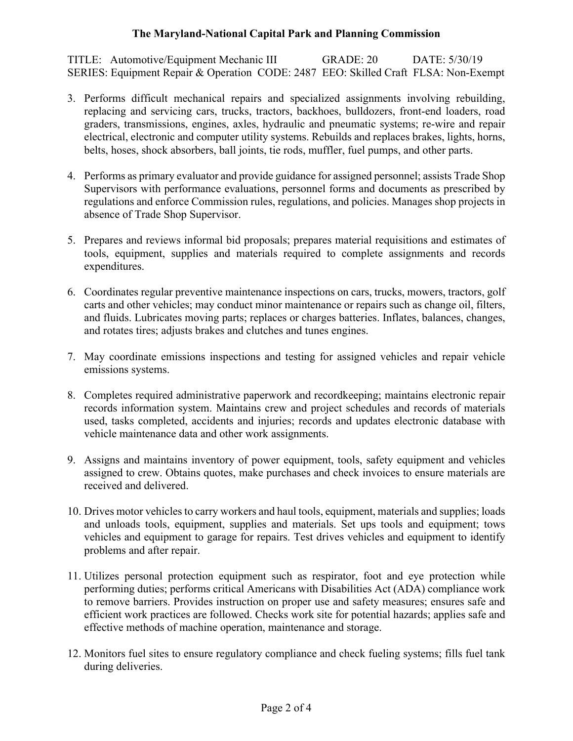**The Maryland-National Capital Park and Planning Commission**

TITLE: Automotive/Equipment Mechanic III GRADE: 20 DATE: 5/30/19
SERIES: Equipment Repair & Operation CODE: 2487 EEO: Skilled Craft FLSA: Non-Exempt

3. Performs difficult mechanical repairs and specialized assignments involving rebuilding, replacing and servicing cars, trucks, tractors, backhoes, bulldozers, front-end loaders, road graders, transmissions, engines, axles, hydraulic and pneumatic systems; re-wire and repair electrical, electronic and computer utility systems. Rebuilds and replaces brakes, lights, horns, belts, hoses, shock absorbers, ball joints, tie rods, muffler, fuel pumps, and other parts.

4. Performs as primary evaluator and provide guidance for assigned personnel; assists Trade Shop Supervisors with performance evaluations, personnel forms and documents as prescribed by regulations and enforce Commission rules, regulations, and policies. Manages shop projects in absence of Trade Shop Supervisor.

5. Prepares and reviews informal bid proposals; prepares material requisitions and estimates of tools, equipment, supplies and materials required to complete assignments and records expenditures.

6. Coordinates regular preventive maintenance inspections on cars, trucks, mowers, tractors, golf carts and other vehicles; may conduct minor maintenance or repairs such as change oil, filters, and fluids. Lubricates moving parts; replaces or charges batteries. Inflates, balances, changes, and rotates tires; adjusts brakes and clutches and tunes engines.

7. May coordinate emissions inspections and testing for assigned vehicles and repair vehicle emissions systems.

8. Completes required administrative paperwork and recordkeeping; maintains electronic repair records information system. Maintains crew and project schedules and records of materials used, tasks completed, accidents and injuries; records and updates electronic database with vehicle maintenance data and other work assignments.

9. Assigns and maintains inventory of power equipment, tools, safety equipment and vehicles assigned to crew. Obtains quotes, make purchases and check invoices to ensure materials are received and delivered.

10. Drives motor vehicles to carry workers and haul tools, equipment, materials and supplies; loads and unloads tools, equipment, supplies and materials. Set ups tools and equipment; tows vehicles and equipment to garage for repairs. Test drives vehicles and equipment to identify problems and after repair.

11. Utilizes personal protection equipment such as respirator, foot and eye protection while performing duties; performs critical Americans with Disabilities Act (ADA) compliance work to remove barriers. Provides instruction on proper use and safety measures; ensures safe and efficient work practices are followed. Checks work site for potential hazards; applies safe and effective methods of machine operation, maintenance and storage.

12. Monitors fuel sites to ensure regulatory compliance and check fueling systems; fills fuel tank during deliveries.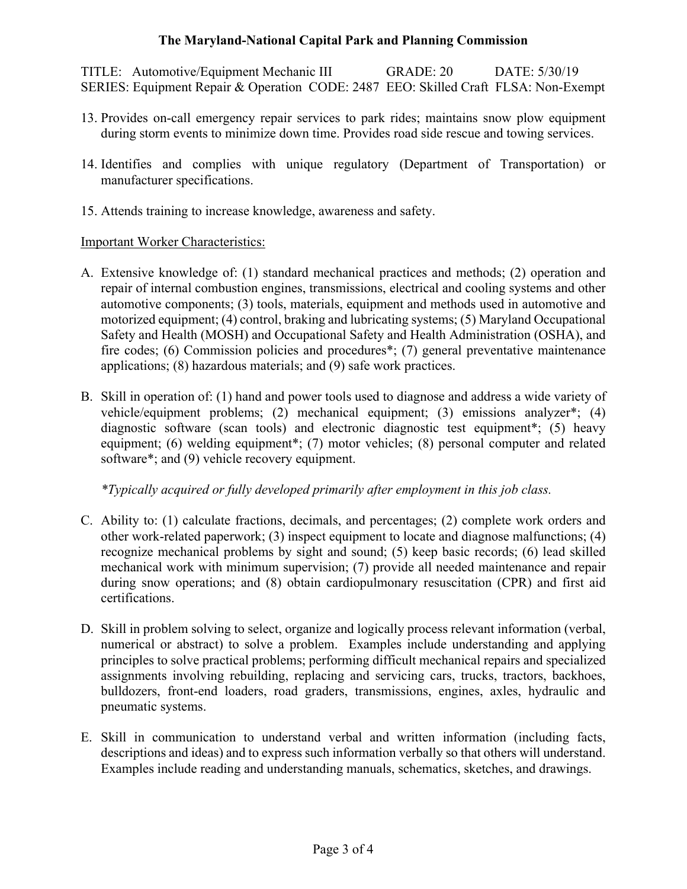13. Provides on-call emergency repair services to park rides; maintains snow plow equipment during storm events to minimize down time. Provides road side rescue and towing services.

14. Identifies and complies with unique regulatory (Department of Transportation) or manufacturer specifications.

15. Attends training to increase knowledge, awareness and safety.

Important Worker Characteristics:

A. Extensive knowledge of: (1) standard mechanical practices and methods; (2) operation and repair of internal combustion engines, transmissions, electrical and cooling systems and other automotive components; (3) tools, materials, equipment and methods used in automotive and motorized equipment; (4) control, braking and lubricating systems; (5) Maryland Occupational Safety and Health (MOSH) and Occupational Safety and Health Administration (OSHA), and fire codes; (6) Commission policies and procedures*; (7) general preventative maintenance applications; (8) hazardous materials; and (9) safe work practices.

B. Skill in operation of: (1) hand and power tools used to diagnose and address a wide variety of vehicle/equipment problems; (2) mechanical equipment; (3) emissions analyzer*; (4) diagnostic software (scan tools) and electronic diagnostic test equipment*; (5) heavy equipment; (6) welding equipment*; (7) motor vehicles; (8) personal computer and related software*; and (9) vehicle recovery equipment.

*\*Typically acquired or fully developed primarily after employment in this job class.*

C. Ability to: (1) calculate fractions, decimals, and percentages; (2) complete work orders and other work-related paperwork; (3) inspect equipment to locate and diagnose malfunctions; (4) recognize mechanical problems by sight and sound; (5) keep basic records; (6) lead skilled mechanical work with minimum supervision; (7) provide all needed maintenance and repair during snow operations; and (8) obtain cardiopulmonary resuscitation (CPR) and first aid certifications.

D. Skill in problem solving to select, organize and logically process relevant information (verbal, numerical or abstract) to solve a problem. Examples include understanding and applying principles to solve practical problems; performing difficult mechanical repairs and specialized assignments involving rebuilding, replacing and servicing cars, trucks, tractors, backhoes, bulldozers, front-end loaders, road graders, transmissions, engines, axles, hydraulic and pneumatic systems.

E. Skill in communication to understand verbal and written information (including facts, descriptions and ideas) and to express such information verbally so that others will understand. Examples include reading and understanding manuals, schematics, sketches, and drawings.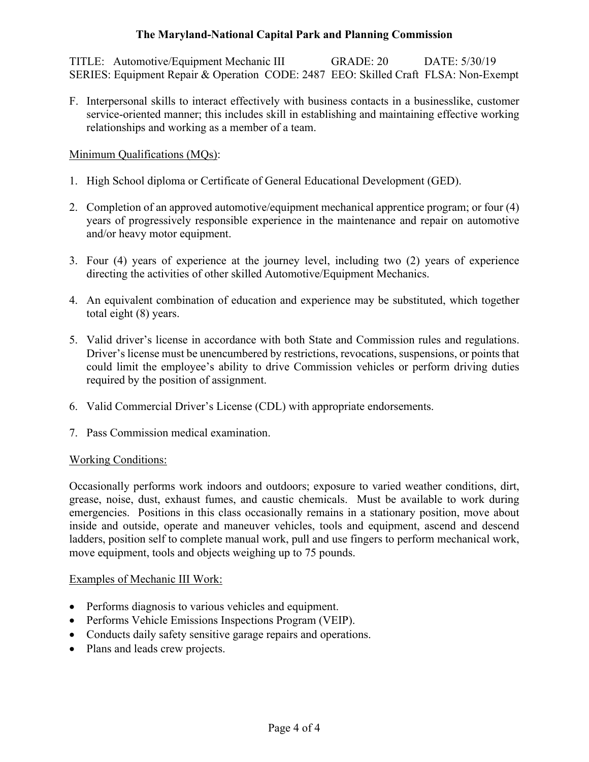F. Interpersonal skills to interact effectively with business contacts in a businesslike, customer service-oriented manner; this includes skill in establishing and maintaining effective working relationships and working as a member of a team.

Minimum Qualifications (MQs):

1. High School diploma or Certificate of General Educational Development (GED).
2. Completion of an approved automotive/equipment mechanical apprentice program; or four (4) years of progressively responsible experience in the maintenance and repair on automotive and/or heavy motor equipment.
3. Four (4) years of experience at the journey level, including two (2) years of experience directing the activities of other skilled Automotive/Equipment Mechanics.
4. An equivalent combination of education and experience may be substituted, which together total eight (8) years.
5. Valid driver's license in accordance with both State and Commission rules and regulations. Driver's license must be unencumbered by restrictions, revocations, suspensions, or points that could limit the employee's ability to drive Commission vehicles or perform driving duties required by the position of assignment.
6. Valid Commercial Driver's License (CDL) with appropriate endorsements.
7. Pass Commission medical examination.

Working Conditions:

Occasionally performs work indoors and outdoors; exposure to varied weather conditions, dirt, grease, noise, dust, exhaust fumes, and caustic chemicals. Must be available to work during emergencies. Positions in this class occasionally remains in a stationary position, move about inside and outside, operate and maneuver vehicles, tools and equipment, ascend and descend ladders, position self to complete manual work, pull and use fingers to perform mechanical work, move equipment, tools and objects weighing up to 75 pounds.

Examples of Mechanic III Work:

- Performs diagnosis to various vehicles and equipment.
- Performs Vehicle Emissions Inspections Program (VEIP).
- Conducts daily safety sensitive garage repairs and operations.
- Plans and leads crew projects.